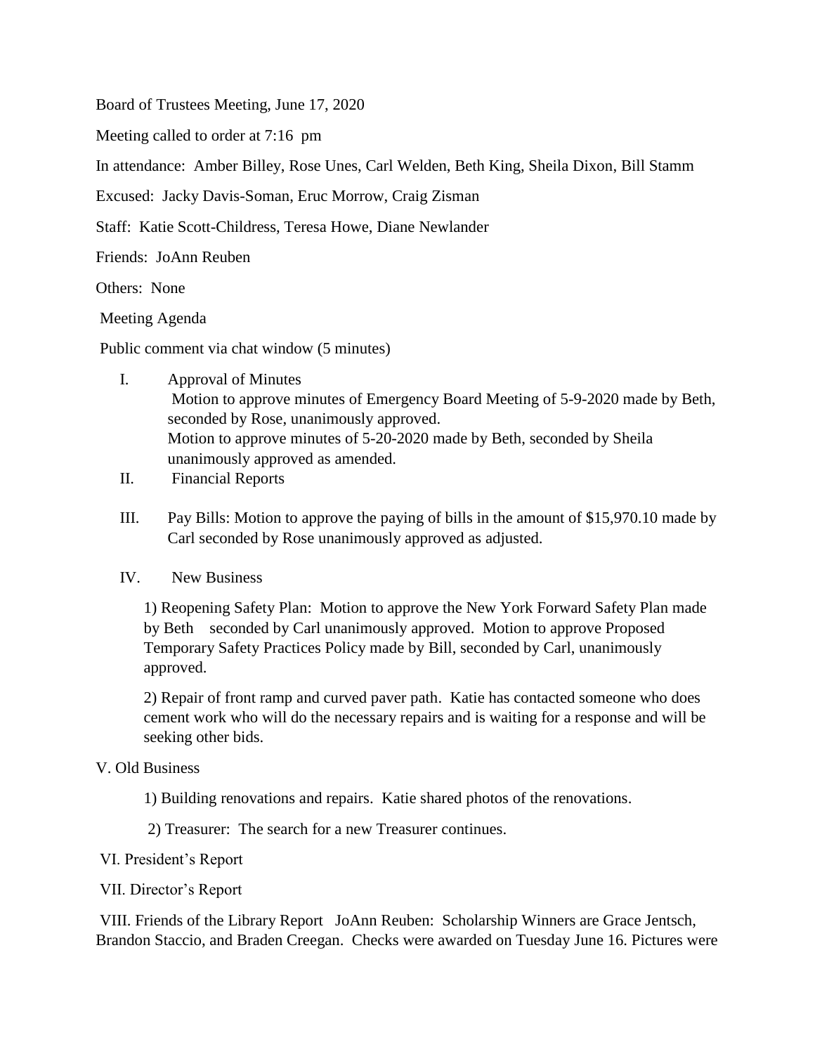Board of Trustees Meeting, June 17, 2020

Meeting called to order at 7:16 pm

In attendance: Amber Billey, Rose Unes, Carl Welden, Beth King, Sheila Dixon, Bill Stamm

Excused: Jacky Davis-Soman, Eruc Morrow, Craig Zisman

Staff: Katie Scott-Childress, Teresa Howe, Diane Newlander

Friends: JoAnn Reuben

Others: None

Meeting Agenda

Public comment via chat window (5 minutes)

I. Approval of Minutes
   Motion to approve minutes of Emergency Board Meeting of 5-9-2020 made by Beth, seconded by Rose, unanimously approved.
   Motion to approve minutes of 5-20-2020 made by Beth, seconded by Sheila unanimously approved as amended.

II. Financial Reports

III. Pay Bills: Motion to approve the paying of bills in the amount of $15,970.10 made by Carl seconded by Rose unanimously approved as adjusted.

IV. New Business

   1) Reopening Safety Plan: Motion to approve the New York Forward Safety Plan made by Beth seconded by Carl unanimously approved. Motion to approve Proposed Temporary Safety Practices Policy made by Bill, seconded by Carl, unanimously approved.

   2) Repair of front ramp and curved paver path. Katie has contacted someone who does cement work who will do the necessary repairs and is waiting for a response and will be seeking other bids.

V. Old Business

   1) Building renovations and repairs. Katie shared photos of the renovations.

   2) Treasurer: The search for a new Treasurer continues.

VI. President's Report

VII. Director's Report

VIII. Friends of the Library Report JoAnn Reuben: Scholarship Winners are Grace Jentsch, Brandon Staccio, and Braden Creegan. Checks were awarded on Tuesday June 16. Pictures were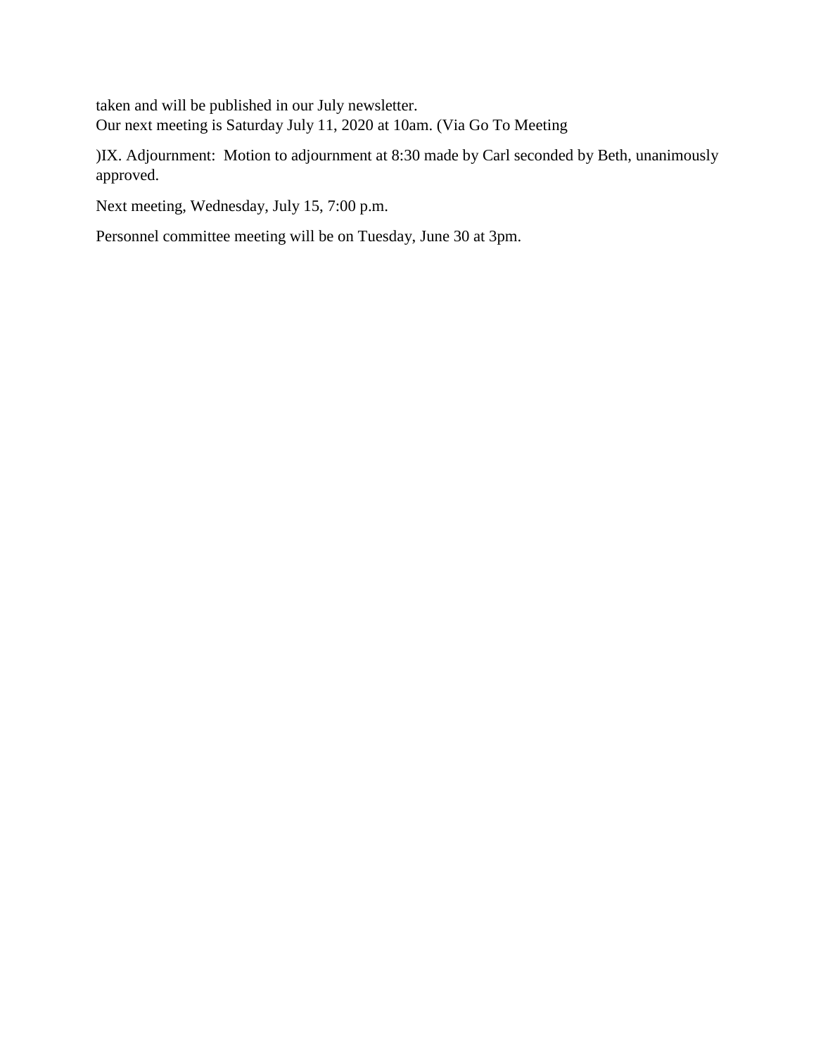taken and will be published in our July newsletter.
Our next meeting is Saturday July 11, 2020 at 10am. (Via Go To Meeting

)IX. Adjournment: Motion to adjournment at 8:30 made by Carl seconded by Beth, unanimously approved.

Next meeting, Wednesday, July 15, 7:00 p.m.

Personnel committee meeting will be on Tuesday, June 30 at 3pm.